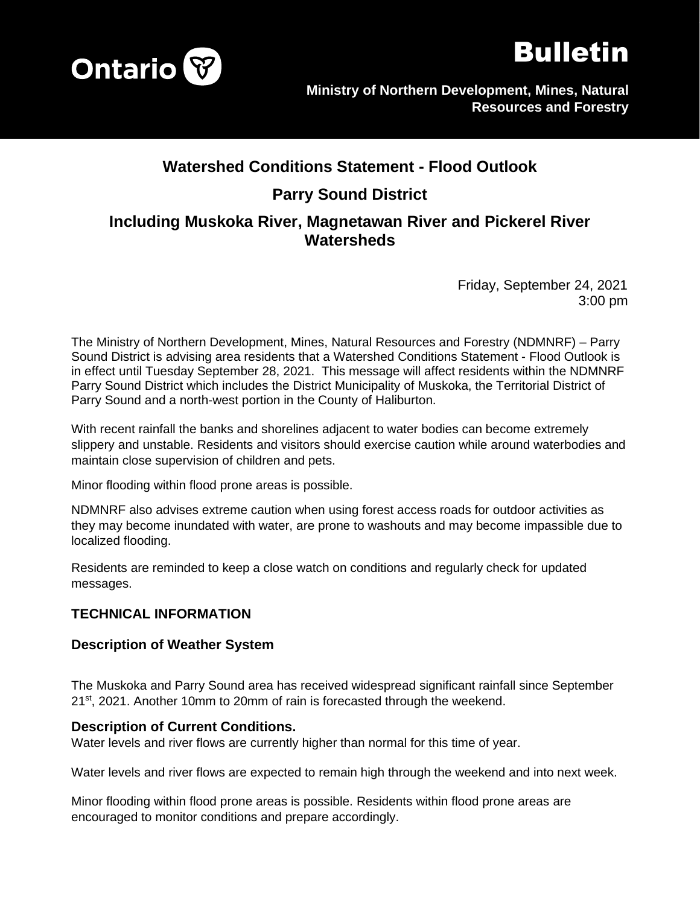Ontario

# Bulletin

**Ministry of Northern Development, Mines, Natural Resources and Forestry**

## Watershed Conditions Statement - Flood Outlook

## Parry Sound District

## Including Muskoka River, Magnetawan River and Pickerel River Watersheds

Friday, September 24, 2021
3:00 pm

The Ministry of Northern Development, Mines, Natural Resources and Forestry (NDMNRF) – Parry Sound District is advising area residents that a Watershed Conditions Statement - Flood Outlook is in effect until Tuesday September 28, 2021. This message will affect residents within the NDMNRF Parry Sound District which includes the District Municipality of Muskoka, the Territorial District of Parry Sound and a north-west portion in the County of Haliburton.

With recent rainfall the banks and shorelines adjacent to water bodies can become extremely slippery and unstable. Residents and visitors should exercise caution while around waterbodies and maintain close supervision of children and pets.

Minor flooding within flood prone areas is possible.

NDMNRF also advises extreme caution when using forest access roads for outdoor activities as they may become inundated with water, are prone to washouts and may become impassible due to localized flooding.

Residents are reminded to keep a close watch on conditions and regularly check for updated messages.

### TECHNICAL INFORMATION

### Description of Weather System

The Muskoka and Parry Sound area has received widespread significant rainfall since September 21st, 2021. Another 10mm to 20mm of rain is forecasted through the weekend.

### Description of Current Conditions.

Water levels and river flows are currently higher than normal for this time of year.

Water levels and river flows are expected to remain high through the weekend and into next week.

Minor flooding within flood prone areas is possible. Residents within flood prone areas are encouraged to monitor conditions and prepare accordingly.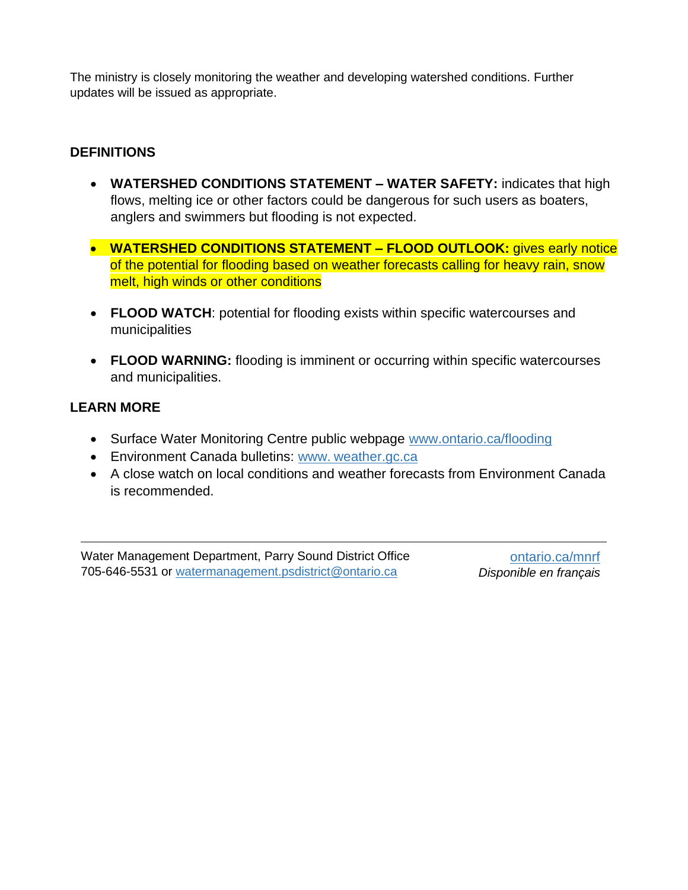The ministry is closely monitoring the weather and developing watershed conditions. Further updates will be issued as appropriate.

**DEFINITIONS**

- **WATERSHED CONDITIONS STATEMENT – WATER SAFETY:** indicates that high flows, melting ice or other factors could be dangerous for such users as boaters, anglers and swimmers but flooding is not expected.
- **WATERSHED CONDITIONS STATEMENT – FLOOD OUTLOOK:** gives early notice of the potential for flooding based on weather forecasts calling for heavy rain, snow melt, high winds or other conditions
- **FLOOD WATCH**: potential for flooding exists within specific watercourses and municipalities
- **FLOOD WARNING:** flooding is imminent or occurring within specific watercourses and municipalities.

**LEARN MORE**

- Surface Water Monitoring Centre public webpage www.ontario.ca/flooding
- Environment Canada bulletins: www. weather.gc.ca
- A close watch on local conditions and weather forecasts from Environment Canada is recommended.

---

Water Management Department, Parry Sound District Office
705-646-5531 or watermanagement.psdistrict@ontario.ca

ontario.ca/mnrf
*Disponible en français*